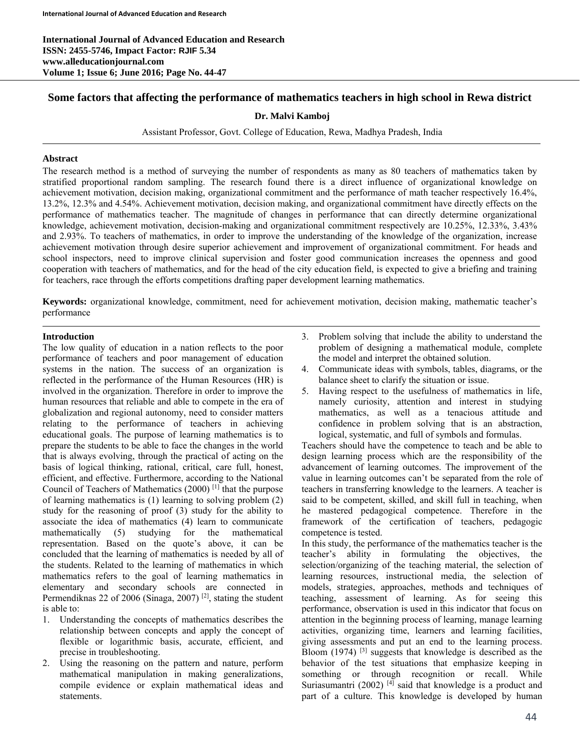# Some factors that affecting the performance of mathematics teachers in high school in Rewa district

**Dr. Malvi Kamboj**

Assistant Professor, Govt. College of Education, Rewa, Madhya Pradesh, India

## Abstract

The research method is a method of surveying the number of respondents as many as 80 teachers of mathematics taken by stratified proportional random sampling. The research found there is a direct influence of organizational knowledge on achievement motivation, decision making, organizational commitment and the performance of math teacher respectively 16.4%, 13.2%, 12.3% and 4.54%. Achievement motivation, decision making, and organizational commitment have directly effects on the performance of mathematics teacher. The magnitude of changes in performance that can directly determine organizational knowledge, achievement motivation, decision-making and organizational commitment respectively are 10.25%, 12.33%, 3.43% and 2.93%. To teachers of mathematics, in order to improve the understanding of the knowledge of the organization, increase achievement motivation through desire superior achievement and improvement of organizational commitment. For heads and school inspectors, need to improve clinical supervision and foster good communication increases the openness and good cooperation with teachers of mathematics, and for the head of the city education field, is expected to give a briefing and training for teachers, race through the efforts competitions drafting paper development learning mathematics.

**Keywords:** organizational knowledge, commitment, need for achievement motivation, decision making, mathematic teacher's performance

## Introduction

The low quality of education in a nation reflects to the poor performance of teachers and poor management of education systems in the nation. The success of an organization is reflected in the performance of the Human Resources (HR) is involved in the organization. Therefore in order to improve the human resources that reliable and able to compete in the era of globalization and regional autonomy, need to consider matters relating to the performance of teachers in achieving educational goals. The purpose of learning mathematics is to prepare the students to be able to face the changes in the world that is always evolving, through the practical of acting on the basis of logical thinking, rational, critical, care full, honest, efficient, and effective. Furthermore, according to the National Council of Teachers of Mathematics (2000) [1] that the purpose of learning mathematics is (1) learning to solving problem (2) study for the reasoning of proof (3) study for the ability to associate the idea of mathematics (4) learn to communicate mathematically (5) studying for the mathematical representation. Based on the quote's above, it can be concluded that the learning of mathematics is needed by all of the students. Related to the learning of mathematics in which mathematics refers to the goal of learning mathematics in elementary and secondary schools are connected in Permendiknas 22 of 2006 (Sinaga, 2007) [2], stating the student is able to:

1. Understanding the concepts of mathematics describes the relationship between concepts and apply the concept of flexible or logarithmic basis, accurate, efficient, and precise in troubleshooting.
2. Using the reasoning on the pattern and nature, perform mathematical manipulation in making generalizations, compile evidence or explain mathematical ideas and statements.
3. Problem solving that include the ability to understand the problem of designing a mathematical module, complete the model and interpret the obtained solution.
4. Communicate ideas with symbols, tables, diagrams, or the balance sheet to clarify the situation or issue.
5. Having respect to the usefulness of mathematics in life, namely curiosity, attention and interest in studying mathematics, as well as a tenacious attitude and confidence in problem solving that is an abstraction, logical, systematic, and full of symbols and formulas.

Teachers should have the competence to teach and be able to design learning process which are the responsibility of the advancement of learning outcomes. The improvement of the value in learning outcomes can't be separated from the role of teachers in transferring knowledge to the learners. A teacher is said to be competent, skilled, and skill full in teaching, when he mastered pedagogical competence. Therefore in the framework of the certification of teachers, pedagogic competence is tested.

In this study, the performance of the mathematics teacher is the teacher's ability in formulating the objectives, the selection/organizing of the teaching material, the selection of learning resources, instructional media, the selection of models, strategies, approaches, methods and techniques of teaching, assessment of learning. As for seeing this performance, observation is used in this indicator that focus on attention in the beginning process of learning, manage learning activities, organizing time, learners and learning facilities, giving assessments and put an end to the learning process. Bloom (1974) [3] suggests that knowledge is described as the behavior of the test situations that emphasize keeping in something or through recognition or recall. While Suriasumantri (2002) [4] said that knowledge is a product and part of a culture. This knowledge is developed by human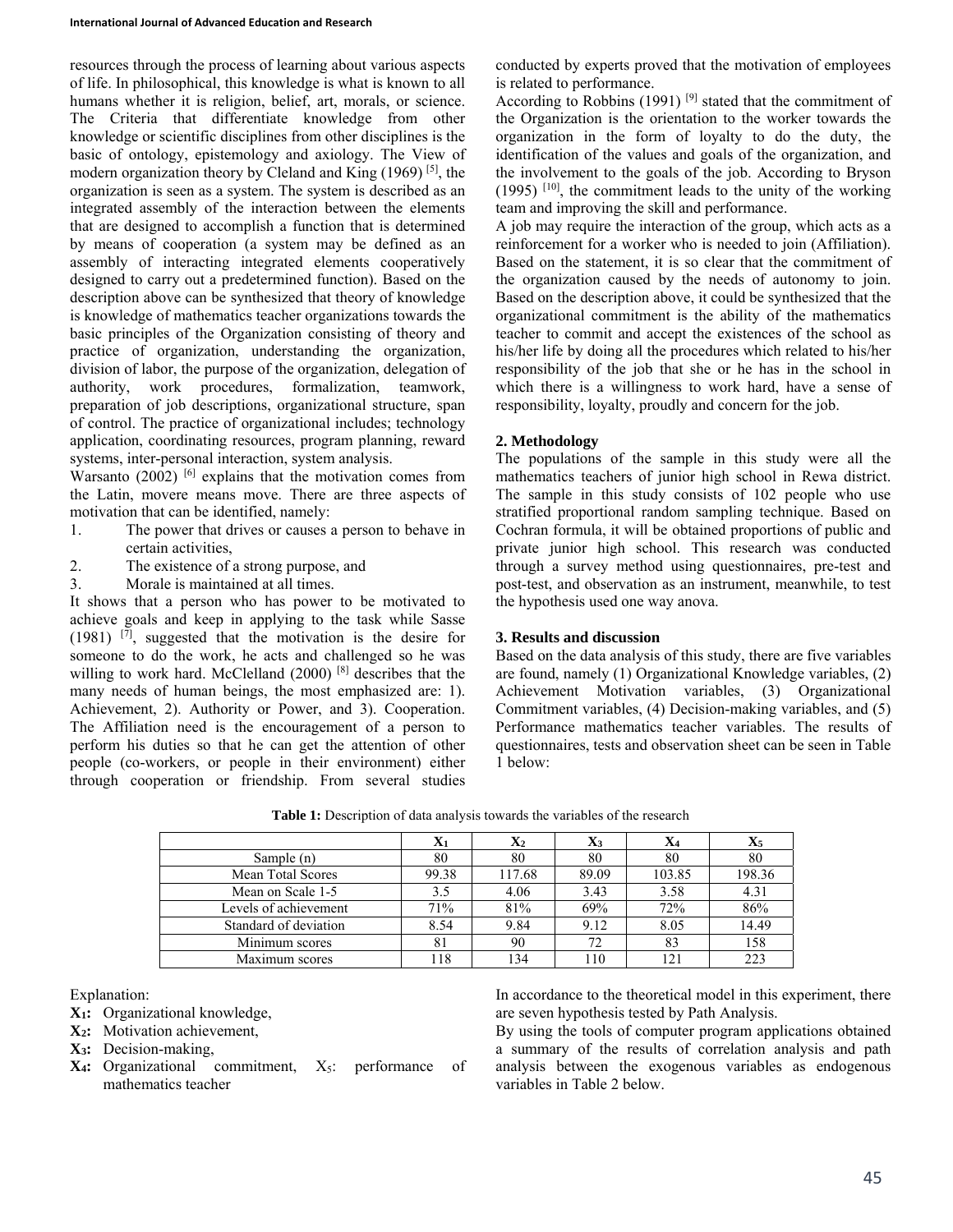resources through the process of learning about various aspects of life. In philosophical, this knowledge is what is known to all humans whether it is religion, belief, art, morals, or science. The Criteria that differentiate knowledge from other knowledge or scientific disciplines from other disciplines is the basic of ontology, epistemology and axiology. The View of modern organization theory by Cleland and King (1969) [5], the organization is seen as a system. The system is described as an integrated assembly of the interaction between the elements that are designed to accomplish a function that is determined by means of cooperation (a system may be defined as an assembly of interacting integrated elements cooperatively designed to carry out a predetermined function). Based on the description above can be synthesized that theory of knowledge is knowledge of mathematics teacher organizations towards the basic principles of the Organization consisting of theory and practice of organization, understanding the organization, division of labor, the purpose of the organization, delegation of authority, work procedures, formalization, teamwork, preparation of job descriptions, organizational structure, span of control. The practice of organizational includes; technology application, coordinating resources, program planning, reward systems, inter-personal interaction, system analysis.

Warsanto (2002) [6] explains that the motivation comes from the Latin, movere means move. There are three aspects of motivation that can be identified, namely:

1. The power that drives or causes a person to behave in certain activities,
2. The existence of a strong purpose, and
3. Morale is maintained at all times.

It shows that a person who has power to be motivated to achieve goals and keep in applying to the task while Sasse (1981) [7], suggested that the motivation is the desire for someone to do the work, he acts and challenged so he was willing to work hard. McClelland (2000) [8] describes that the many needs of human beings, the most emphasized are: 1). Achievement, 2). Authority or Power, and 3). Cooperation. The Affiliation need is the encouragement of a person to perform his duties so that he can get the attention of other people (co-workers, or people in their environment) either through cooperation or friendship. From several studies conducted by experts proved that the motivation of employees is related to performance.

According to Robbins (1991) [9] stated that the commitment of the Organization is the orientation to the worker towards the organization in the form of loyalty to do the duty, the identification of the values and goals of the organization, and the involvement to the goals of the job. According to Bryson (1995) [10], the commitment leads to the unity of the working team and improving the skill and performance.

A job may require the interaction of the group, which acts as a reinforcement for a worker who is needed to join (Affiliation). Based on the statement, it is so clear that the commitment of the organization caused by the needs of autonomy to join. Based on the description above, it could be synthesized that the organizational commitment is the ability of the mathematics teacher to commit and accept the existences of the school as his/her life by doing all the procedures which related to his/her responsibility of the job that she or he has in the school in which there is a willingness to work hard, have a sense of responsibility, loyalty, proudly and concern for the job.

## 2. Methodology

The populations of the sample in this study were all the mathematics teachers of junior high school in Rewa district. The sample in this study consists of 102 people who use stratified proportional random sampling technique. Based on Cochran formula, it will be obtained proportions of public and private junior high school. This research was conducted through a survey method using questionnaires, pre-test and post-test, and observation as an instrument, meanwhile, to test the hypothesis used one way anova.

## 3. Results and discussion

Based on the data analysis of this study, there are five variables are found, namely (1) Organizational Knowledge variables, (2) Achievement Motivation variables, (3) Organizational Commitment variables, (4) Decision-making variables, and (5) Performance mathematics teacher variables. The results of questionnaires, tests and observation sheet can be seen in Table 1 below:

**Table 1:** Description of data analysis towards the variables of the research

| | $X_1$ | $X_2$ | $X_3$ | $X_4$ | $X_5$ |
|---|---|---|---|---|---|
| Sample (n) | 80 | 80 | 80 | 80 | 80 |
| Mean Total Scores | 99.38 | 117.68 | 89.09 | 103.85 | 198.36 |
| Mean on Scale 1-5 | 3.5 | 4.06 | 3.43 | 3.58 | 4.31 |
| Levels of achievement | 71% | 81% | 69% | 72% | 86% |
| Standard of deviation | 8.54 | 9.84 | 9.12 | 8.05 | 14.49 |
| Minimum scores | 81 | 90 | 72 | 83 | 158 |
| Maximum scores | 118 | 134 | 110 | 121 | 223 |

Explanation:

- **$X_1$:** Organizational knowledge,
- **$X_2$:** Motivation achievement,
- **$X_3$:** Decision-making,
- **$X_4$:** Organizational commitment, $X_5$: performance of mathematics teacher

In accordance to the theoretical model in this experiment, there are seven hypothesis tested by Path Analysis.

By using the tools of computer program applications obtained a summary of the results of correlation analysis and path analysis between the exogenous variables as endogenous variables in Table 2 below.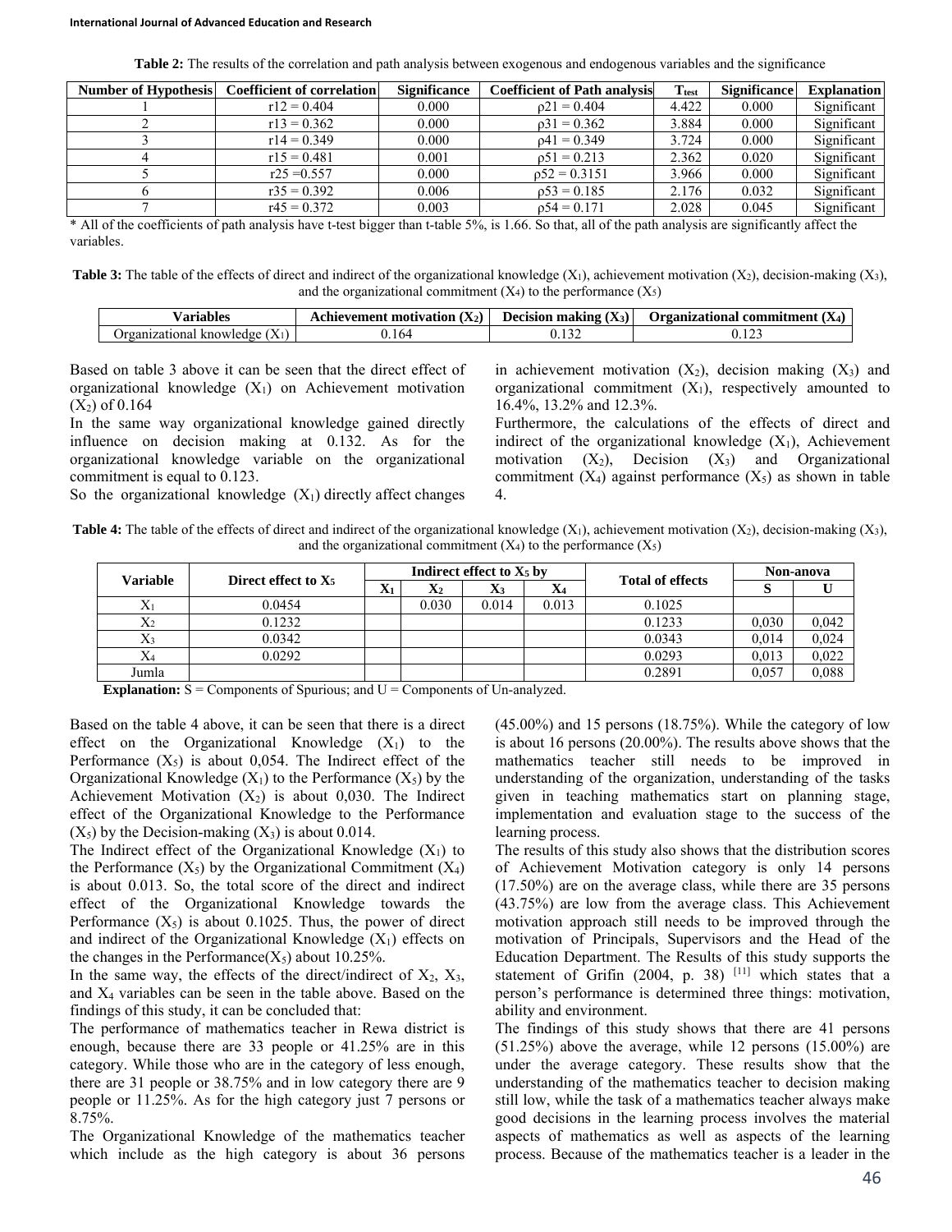**Table 2:** The results of the correlation and path analysis between exogenous and endogenous variables and the significance

| Number of Hypothesis | Coefficient of correlation | Significance | Coefficient of Path analysis | $T_{test}$ | Significance | Explanation |
|---|---|---|---|---|---|---|
| 1 | r12 = 0.404 | 0.000 | ρ21 = 0.404 | 4.422 | 0.000 | Significant |
| 2 | r13 = 0.362 | 0.000 | ρ31 = 0.362 | 3.884 | 0.000 | Significant |
| 3 | r14 = 0.349 | 0.000 | ρ41 = 0.349 | 3.724 | 0.000 | Significant |
| 4 | r15 = 0.481 | 0.001 | ρ51 = 0.213 | 2.362 | 0.020 | Significant |
| 5 | r25 =0.557 | 0.000 | ρ52 = 0.3151 | 3.966 | 0.000 | Significant |
| 6 | r35 = 0.392 | 0.006 | ρ53 = 0.185 | 2.176 | 0.032 | Significant |
| 7 | r45 = 0.372 | 0.003 | ρ54 = 0.171 | 2.028 | 0.045 | Significant |

* All of the coefficients of path analysis have t-test bigger than t-table 5%, is 1.66. So that, all of the path analysis are significantly affect the variables.

**Table 3:** The table of the effects of direct and indirect of the organizational knowledge ($X_1$), achievement motivation ($X_2$), decision-making ($X_3$), and the organizational commitment ($X_4$) to the performance ($X_5$)

| Variables | Achievement motivation ($X_2$) | Decision making ($X_3$) | Organizational commitment ($X_4$) |
|---|---|---|---|
| Organizational knowledge ($X_1$) | 0.164 | 0.132 | 0.123 |

Based on table 3 above it can be seen that the direct effect of organizational knowledge ($X_1$) on Achievement motivation ($X_2$) of 0.164

In the same way organizational knowledge gained directly influence on decision making at 0.132. As for the organizational knowledge variable on the organizational commitment is equal to 0.123.

So the organizational knowledge ($X_1$) directly affect changes in achievement motivation ($X_2$), decision making ($X_3$) and organizational commitment ($X_1$), respectively amounted to 16.4%, 13.2% and 12.3%.

Furthermore, the calculations of the effects of direct and indirect of the organizational knowledge ($X_1$), Achievement motivation ($X_2$), Decision ($X_3$) and Organizational commitment ($X_4$) against performance ($X_5$) as shown in table 4.

**Table 4:** The table of the effects of direct and indirect of the organizational knowledge ($X_1$), achievement motivation ($X_2$), decision-making ($X_3$), and the organizational commitment ($X_4$) to the performance ($X_5$)

| Variable | Direct effect to $X_5$ | Indirect effect to $X_5$ by | | | | Total of effects | Non-anova | |
|---|---|---|---|---|---|---|---|---|
| | | $X_1$ | $X_2$ | $X_3$ | $X_4$ | | S | U |
| $X_1$ | 0.0454 | | 0.030 | 0.014 | 0.013 | 0.1025 | | |
| $X_2$ | 0.1232 | | | | | 0.1233 | 0,030 | 0,042 |
| $X_3$ | 0.0342 | | | | | 0.0343 | 0,014 | 0,024 |
| $X_4$ | 0.0292 | | | | | 0.0293 | 0,013 | 0,022 |
| Jumla | | | | | | 0.2891 | 0,057 | 0,088 |

**Explanation:** S = Components of Spurious; and U = Components of Un-analyzed.

Based on the table 4 above, it can be seen that there is a direct effect on the Organizational Knowledge ($X_1$) to the Performance ($X_5$) is about 0,054. The Indirect effect of the Organizational Knowledge ($X_1$) to the Performance ($X_5$) by the Achievement Motivation ($X_2$) is about 0,030. The Indirect effect of the Organizational Knowledge to the Performance ($X_5$) by the Decision-making ($X_3$) is about 0.014.

The Indirect effect of the Organizational Knowledge ($X_1$) to the Performance ($X_5$) by the Organizational Commitment ($X_4$) is about 0.013. So, the total score of the direct and indirect effect of the Organizational Knowledge towards the Performance ($X_5$) is about 0.1025. Thus, the power of direct and indirect of the Organizational Knowledge ($X_1$) effects on the changes in the Performance($X_5$) about 10.25%.

In the same way, the effects of the direct/indirect of $X_2$, $X_3$, and $X_4$ variables can be seen in the table above. Based on the findings of this study, it can be concluded that:

The performance of mathematics teacher in Rewa district is enough, because there are 33 people or 41.25% are in this category. While those who are in the category of less enough, there are 31 people or 38.75% and in low category there are 9 people or 11.25%. As for the high category just 7 persons or 8.75%.

The Organizational Knowledge of the mathematics teacher which include as the high category is about 36 persons (45.00%) and 15 persons (18.75%). While the category of low is about 16 persons (20.00%). The results above shows that the mathematics teacher still needs to be improved in understanding of the organization, understanding of the tasks given in teaching mathematics start on planning stage, implementation and evaluation stage to the success of the learning process.

The results of this study also shows that the distribution scores of Achievement Motivation category is only 14 persons (17.50%) are on the average class, while there are 35 persons (43.75%) are low from the average class. This Achievement motivation approach still needs to be improved through the motivation of Principals, Supervisors and the Head of the Education Department. The Results of this study supports the statement of Grifin (2004, p. 38) [11] which states that a person's performance is determined three things: motivation, ability and environment.

The findings of this study shows that there are 41 persons (51.25%) above the average, while 12 persons (15.00%) are under the average category. These results show that the understanding of the mathematics teacher to decision making still low, while the task of a mathematics teacher always make good decisions in the learning process involves the material aspects of mathematics as well as aspects of the learning process. Because of the mathematics teacher is a leader in the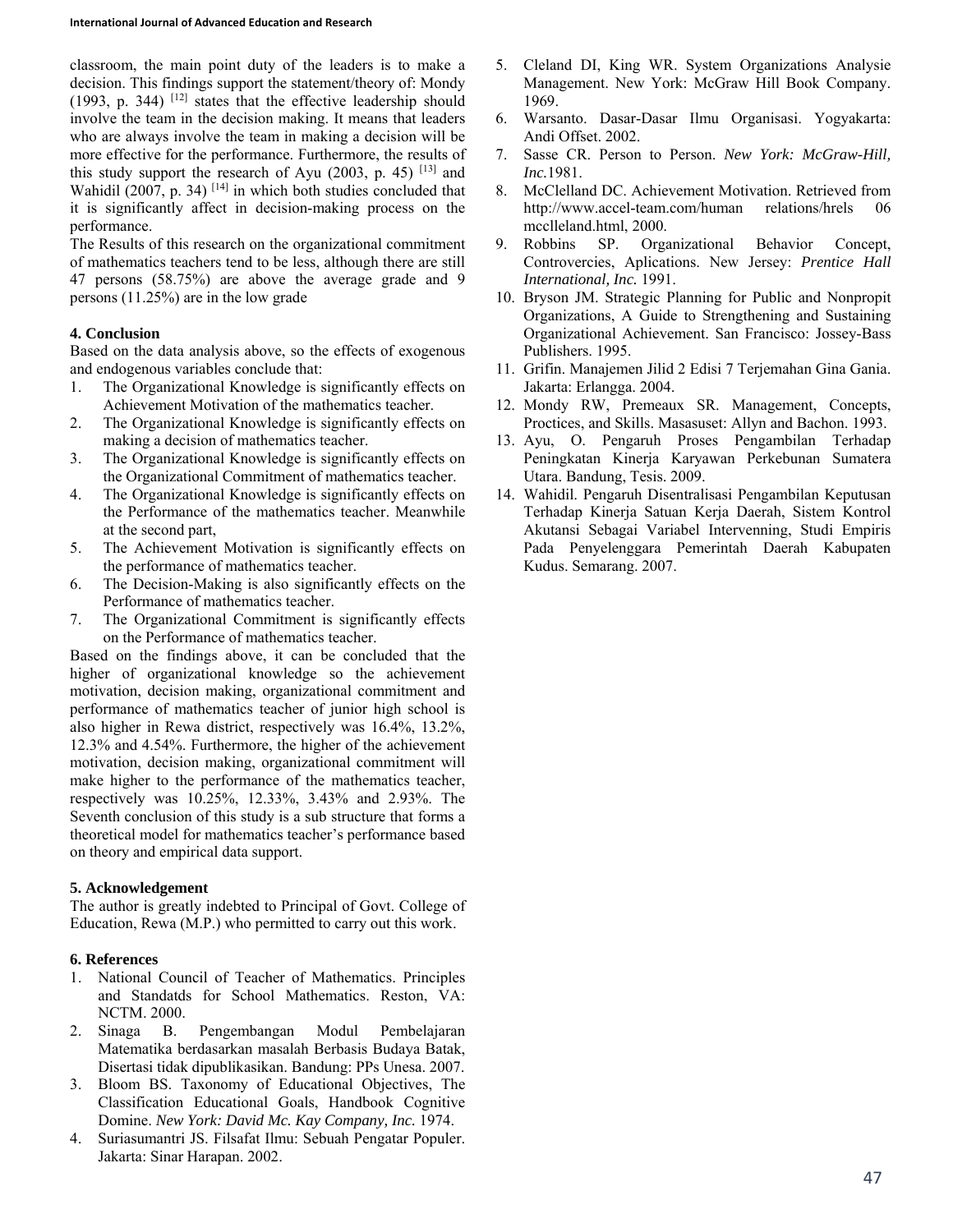classroom, the main point duty of the leaders is to make a decision. This findings support the statement/theory of: Mondy (1993, p. 344) [12] states that the effective leadership should involve the team in the decision making. It means that leaders who are always involve the team in making a decision will be more effective for the performance. Furthermore, the results of this study support the research of Ayu (2003, p. 45) [13] and Wahidil (2007, p. 34) [14] in which both studies concluded that it is significantly affect in decision-making process on the performance.

The Results of this research on the organizational commitment of mathematics teachers tend to be less, although there are still 47 persons (58.75%) are above the average grade and 9 persons (11.25%) are in the low grade

## 4. Conclusion

Based on the data analysis above, so the effects of exogenous and endogenous variables conclude that:

1. The Organizational Knowledge is significantly effects on Achievement Motivation of the mathematics teacher.
2. The Organizational Knowledge is significantly effects on making a decision of mathematics teacher.
3. The Organizational Knowledge is significantly effects on the Organizational Commitment of mathematics teacher.
4. The Organizational Knowledge is significantly effects on the Performance of the mathematics teacher. Meanwhile at the second part,
5. The Achievement Motivation is significantly effects on the performance of mathematics teacher.
6. The Decision-Making is also significantly effects on the Performance of mathematics teacher.
7. The Organizational Commitment is significantly effects on the Performance of mathematics teacher.

Based on the findings above, it can be concluded that the higher of organizational knowledge so the achievement motivation, decision making, organizational commitment and performance of mathematics teacher of junior high school is also higher in Rewa district, respectively was 16.4%, 13.2%, 12.3% and 4.54%. Furthermore, the higher of the achievement motivation, decision making, organizational commitment will make higher to the performance of the mathematics teacher, respectively was 10.25%, 12.33%, 3.43% and 2.93%. The Seventh conclusion of this study is a sub structure that forms a theoretical model for mathematics teacher's performance based on theory and empirical data support.

## 5. Acknowledgement

The author is greatly indebted to Principal of Govt. College of Education, Rewa (M.P.) who permitted to carry out this work.

## 6. References

1. National Council of Teacher of Mathematics. Principles and Standatds for School Mathematics. Reston, VA: NCTM. 2000.
2. Sinaga B. Pengembangan Modul Pembelajaran Matematika berdasarkan masalah Berbasis Budaya Batak, Disertasi tidak dipublikasikan. Bandung: PPs Unesa. 2007.
3. Bloom BS. Taxonomy of Educational Objectives, The Classification Educational Goals, Handbook Cognitive Domine. *New York: David Mc. Kay Company, Inc.* 1974.
4. Suriasumantri JS. Filsafat Ilmu: Sebuah Pengatar Populer. Jakarta: Sinar Harapan. 2002.
5. Cleland DI, King WR. System Organizations Analysie Management. New York: McGraw Hill Book Company. 1969.
6. Warsanto. Dasar-Dasar Ilmu Organisasi. Yogyakarta: Andi Offset. 2002.
7. Sasse CR. Person to Person. *New York: McGraw-Hill, Inc.*1981.
8. McClelland DC. Achievement Motivation. Retrieved from http://www.accel-team.com/human relations/hrels 06 mcclleland.html, 2000.
9. Robbins SP. Organizational Behavior Concept, Controvercies, Aplications. New Jersey: *Prentice Hall International, Inc.* 1991.
10. Bryson JM. Strategic Planning for Public and Nonpropit Organizations, A Guide to Strengthening and Sustaining Organizational Achievement. San Francisco: Jossey-Bass Publishers. 1995.
11. Grifin. Manajemen Jilid 2 Edisi 7 Terjemahan Gina Gania. Jakarta: Erlangga. 2004.
12. Mondy RW, Premeaux SR. Management, Concepts, Proctices, and Skills. Masasuset: Allyn and Bachon. 1993.
13. Ayu, O. Pengaruh Proses Pengambilan Terhadap Peningkatan Kinerja Karyawan Perkebunan Sumatera Utara. Bandung, Tesis. 2009.
14. Wahidil. Pengaruh Disentralisasi Pengambilan Keputusan Terhadap Kinerja Satuan Kerja Daerah, Sistem Kontrol Akutansi Sebagai Variabel Intervenning, Studi Empiris Pada Penyelenggara Pemerintah Daerah Kabupaten Kudus. Semarang. 2007.